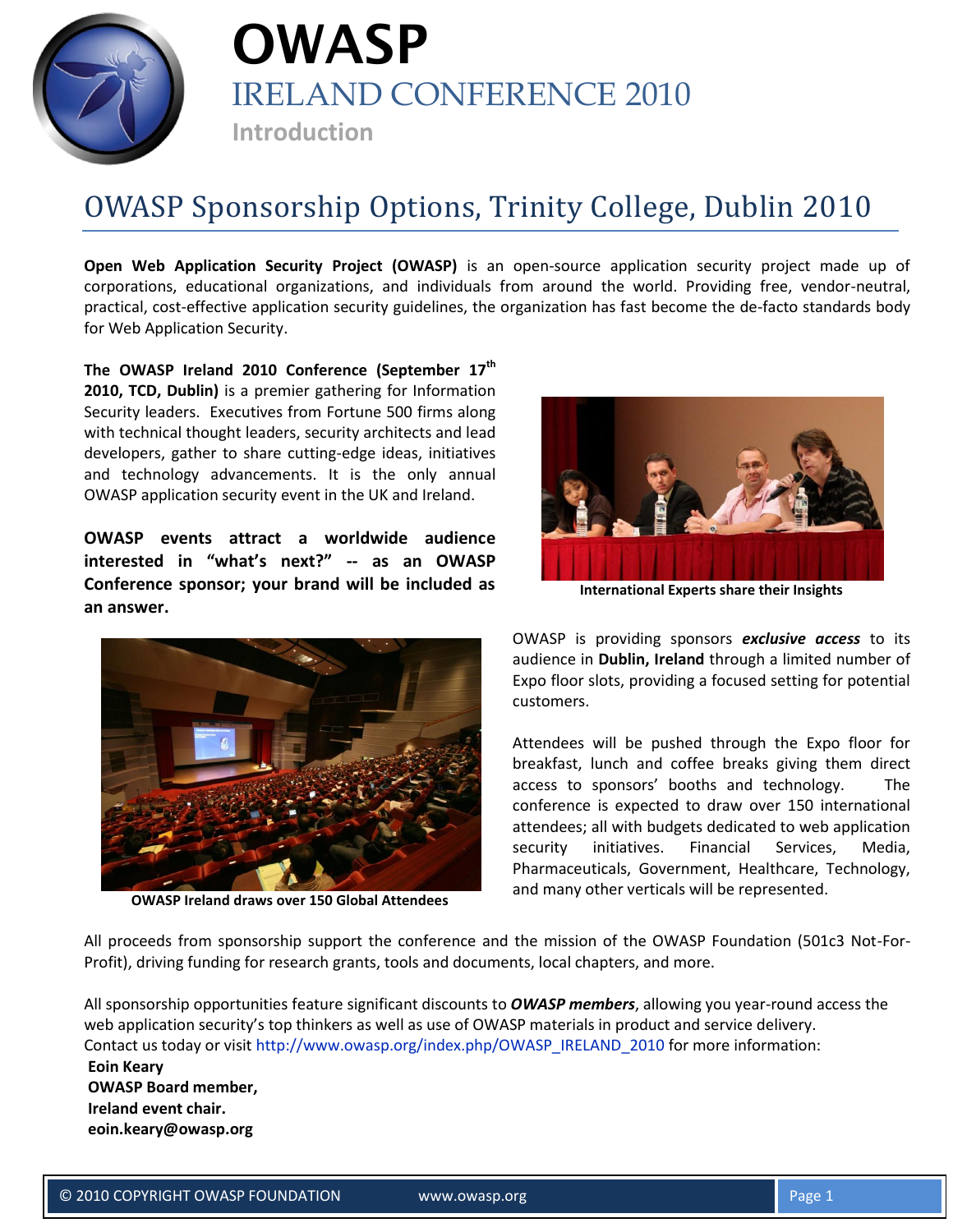# OWASP

## IRELAND CONFERENCE 2010

### Introduction

## OWASP Sponsorship Options, Trinity College, Dublin 2010

**Open Web Application Security Project (OWASP)** is an open-source application security project made up of corporations, educational organizations, and individuals from around the world. Providing free, vendor-neutral, practical, cost-effective application security guidelines, the organization has fast become the de-facto standards body for Web Application Security.

**The OWASP Ireland 2010 Conference (September 17th 2010, TCD, Dublin)** is a premier gathering for Information Security leaders. Executives from Fortune 500 firms along with technical thought leaders, security architects and lead developers, gather to share cutting-edge ideas, initiatives and technology advancements. It is the only annual OWASP application security event in the UK and Ireland.

**OWASP events attract a worldwide audience interested in "what's next?" -- as an OWASP Conference sponsor; your brand will be included as an answer.**

**International Experts share their Insights**

**OWASP Ireland draws over 150 Global Attendees**

OWASP is providing sponsors ***exclusive access*** to its audience in **Dublin, Ireland** through a limited number of Expo floor slots, providing a focused setting for potential customers.

Attendees will be pushed through the Expo floor for breakfast, lunch and coffee breaks giving them direct access to sponsors' booths and technology. The conference is expected to draw over 150 international attendees; all with budgets dedicated to web application security initiatives. Financial Services, Media, Pharmaceuticals, Government, Healthcare, Technology, and many other verticals will be represented.

All proceeds from sponsorship support the conference and the mission of the OWASP Foundation (501c3 Not-For-Profit), driving funding for research grants, tools and documents, local chapters, and more.

All sponsorship opportunities feature significant discounts to ***OWASP members***, allowing you year-round access the web application security's top thinkers as well as use of OWASP materials in product and service delivery.
Contact us today or visit http://www.owasp.org/index.php/OWASP_IRELAND_2010 for more information:

**Eoin Keary**
**OWASP Board member,**
**Ireland event chair.**
**eoin.keary@owasp.org**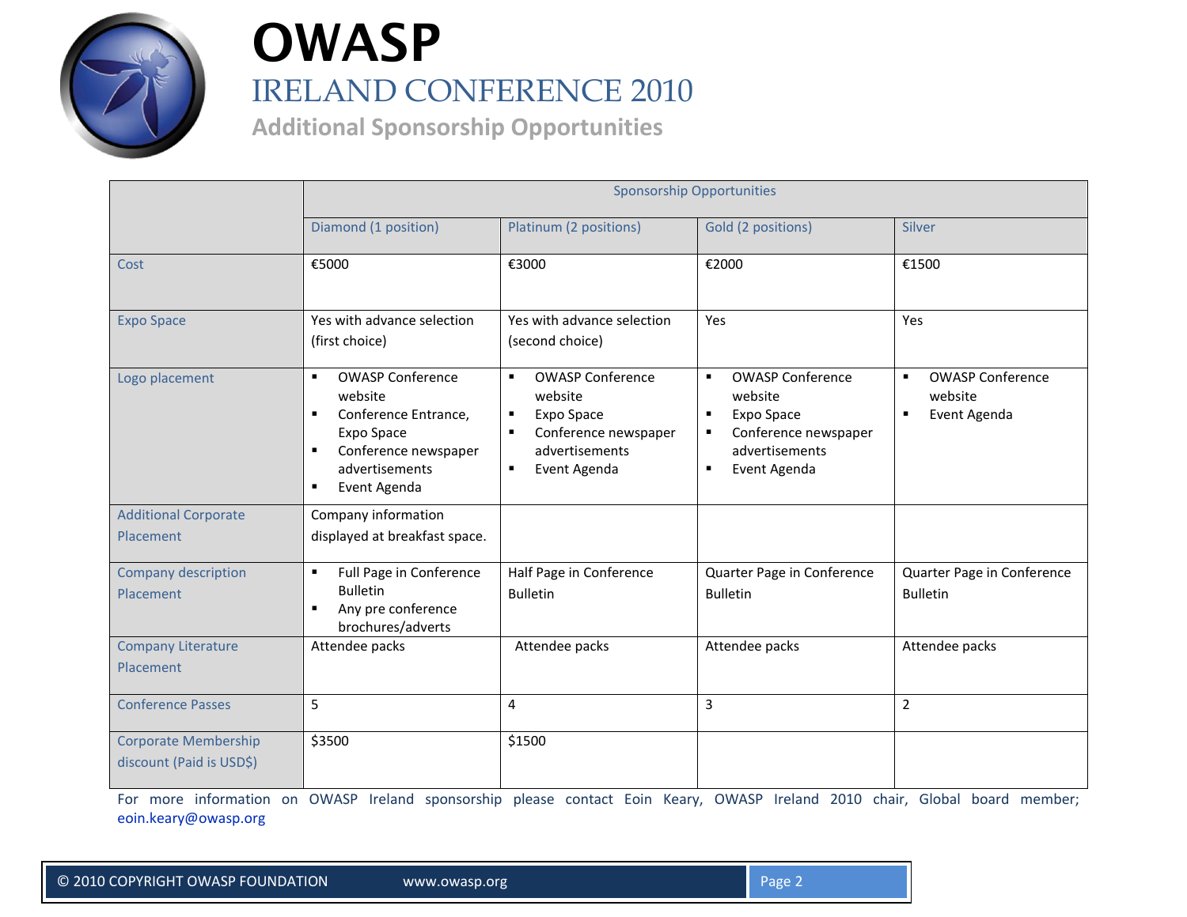# OWASP

## IRELAND CONFERENCE 2010

### Additional Sponsorship Opportunities

| | Sponsorship Opportunities | | | |
|---|---|---|---|---|
| | Diamond (1 position) | Platinum (2 positions) | Gold (2 positions) | Silver |
| Cost | €5000 | €3000 | €2000 | €1500 |
| Expo Space | Yes with advance selection (first choice) | Yes with advance selection (second choice) | Yes | Yes |
| Logo placement | ▪ OWASP Conference website<br>▪ Conference Entrance, Expo Space<br>▪ Conference newspaper advertisements<br>▪ Event Agenda | ▪ OWASP Conference website<br>▪ Expo Space<br>▪ Conference newspaper advertisements<br>▪ Event Agenda | ▪ OWASP Conference website<br>▪ Expo Space<br>▪ Conference newspaper advertisements<br>▪ Event Agenda | ▪ OWASP Conference website<br>▪ Event Agenda |
| Additional Corporate Placement | Company information displayed at breakfast space. | | | |
| Company description Placement | ▪ Full Page in Conference Bulletin<br>▪ Any pre conference brochures/adverts | Half Page in Conference Bulletin | Quarter Page in Conference Bulletin | Quarter Page in Conference Bulletin |
| Company Literature Placement | Attendee packs | Attendee packs | Attendee packs | Attendee packs |
| Conference Passes | 5 | 4 | 3 | 2 |
| Corporate Membership discount (Paid is USD$) | $3500 | $1500 | | |

For more information on OWASP Ireland sponsorship please contact Eoin Keary, OWASP Ireland 2010 chair, Global board member; eoin.keary@owasp.org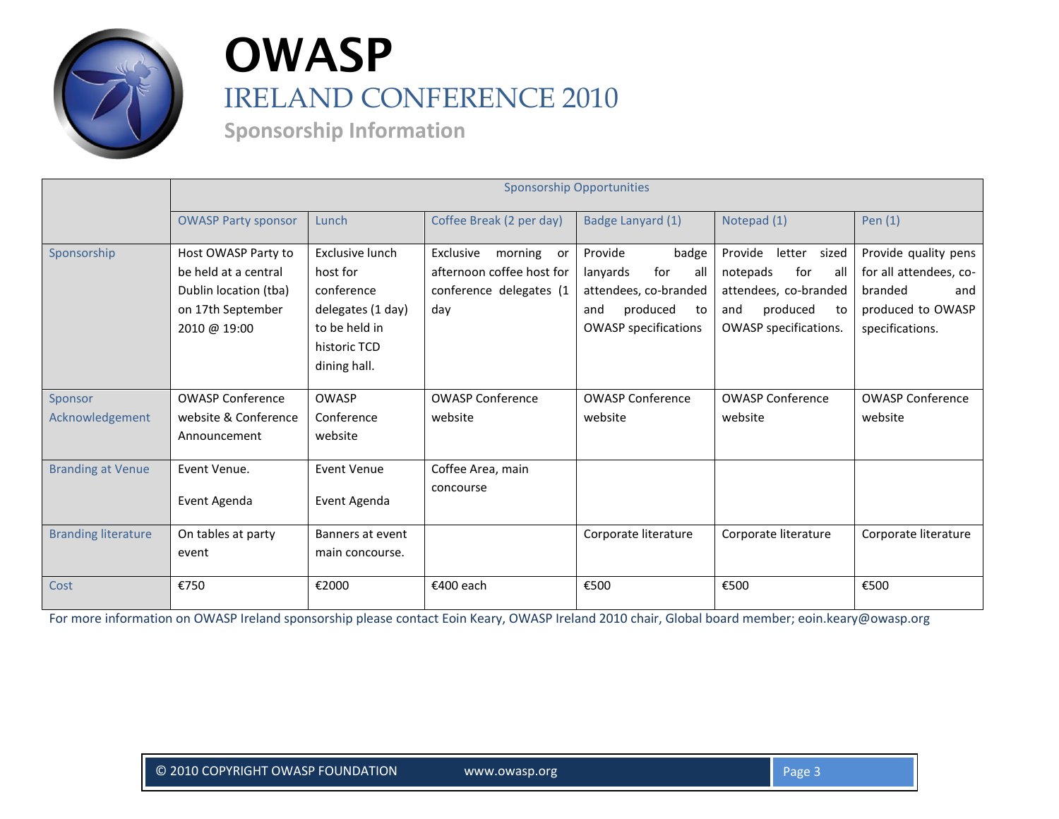# OWASP

## IRELAND CONFERENCE 2010

### Sponsorship Information

| | Sponsorship Opportunities | | | | | |
|---|---|---|---|---|---|---|
| | OWASP Party sponsor | Lunch | Coffee Break (2 per day) | Badge Lanyard (1) | Notepad (1) | Pen (1) |
| Sponsorship | Host OWASP Party to be held at a central Dublin location (tba) on 17th September 2010 @ 19:00 | Exclusive lunch host for conference delegates (1 day) to be held in historic TCD dining hall. | Exclusive morning or afternoon coffee host for conference delegates (1 day | Provide badge lanyards for all attendees, co-branded and produced to OWASP specifications | Provide letter sized notepads for all attendees, co-branded and produced to OWASP specifications. | Provide quality pens for all attendees, co-branded and produced to OWASP specifications. |
| Sponsor Acknowledgement | OWASP Conference website & Conference Announcement | OWASP Conference website | OWASP Conference website | OWASP Conference website | OWASP Conference website | OWASP Conference website |
| Branding at Venue | Event Venue.<br><br>Event Agenda | Event Venue<br><br>Event Agenda | Coffee Area, main concourse | | | |
| Branding literature | On tables at party event | Banners at event main concourse. | | Corporate literature | Corporate literature | Corporate literature |
| Cost | €750 | €2000 | €400 each | €500 | €500 | €500 |

For more information on OWASP Ireland sponsorship please contact Eoin Keary, OWASP Ireland 2010 chair, Global board member; eoin.keary@owasp.org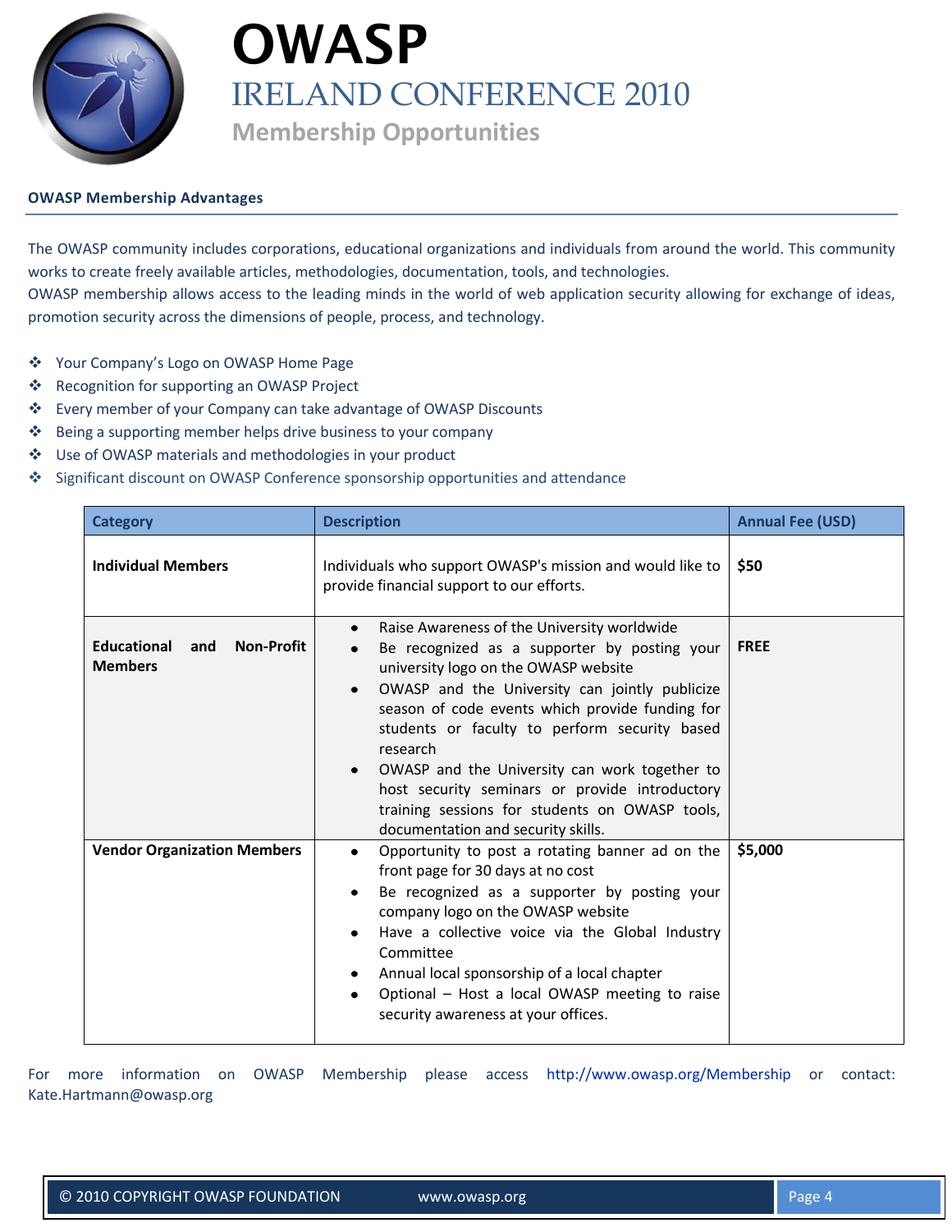# OWASP

## IRELAND CONFERENCE 2010

### Membership Opportunities

**OWASP Membership Advantages**

The OWASP community includes corporations, educational organizations and individuals from around the world. This community works to create freely available articles, methodologies, documentation, tools, and technologies.
OWASP membership allows access to the leading minds in the world of web application security allowing for exchange of ideas, promotion security across the dimensions of people, process, and technology.

- Your Company's Logo on OWASP Home Page
- Recognition for supporting an OWASP Project
- Every member of your Company can take advantage of OWASP Discounts
- Being a supporting member helps drive business to your company
- Use of OWASP materials and methodologies in your product
- Significant discount on OWASP Conference sponsorship opportunities and attendance

| Category | Description | Annual Fee (USD) |
|---|---|---|
| **Individual Members** | Individuals who support OWASP's mission and would like to provide financial support to our efforts. | **$50** |
| **Educational and Non-Profit Members** | • Raise Awareness of the University worldwide<br>• Be recognized as a supporter by posting your university logo on the OWASP website<br>• OWASP and the University can jointly publicize season of code events which provide funding for students or faculty to perform security based research<br>• OWASP and the University can work together to host security seminars or provide introductory training sessions for students on OWASP tools, documentation and security skills. | **FREE** |
| **Vendor Organization Members** | • Opportunity to post a rotating banner ad on the front page for 30 days at no cost<br>• Be recognized as a supporter by posting your company logo on the OWASP website<br>• Have a collective voice via the Global Industry Committee<br>• Annual local sponsorship of a local chapter<br>• Optional – Host a local OWASP meeting to raise security awareness at your offices. | **$5,000** |

For more information on OWASP Membership please access http://www.owasp.org/Membership or contact: Kate.Hartmann@owasp.org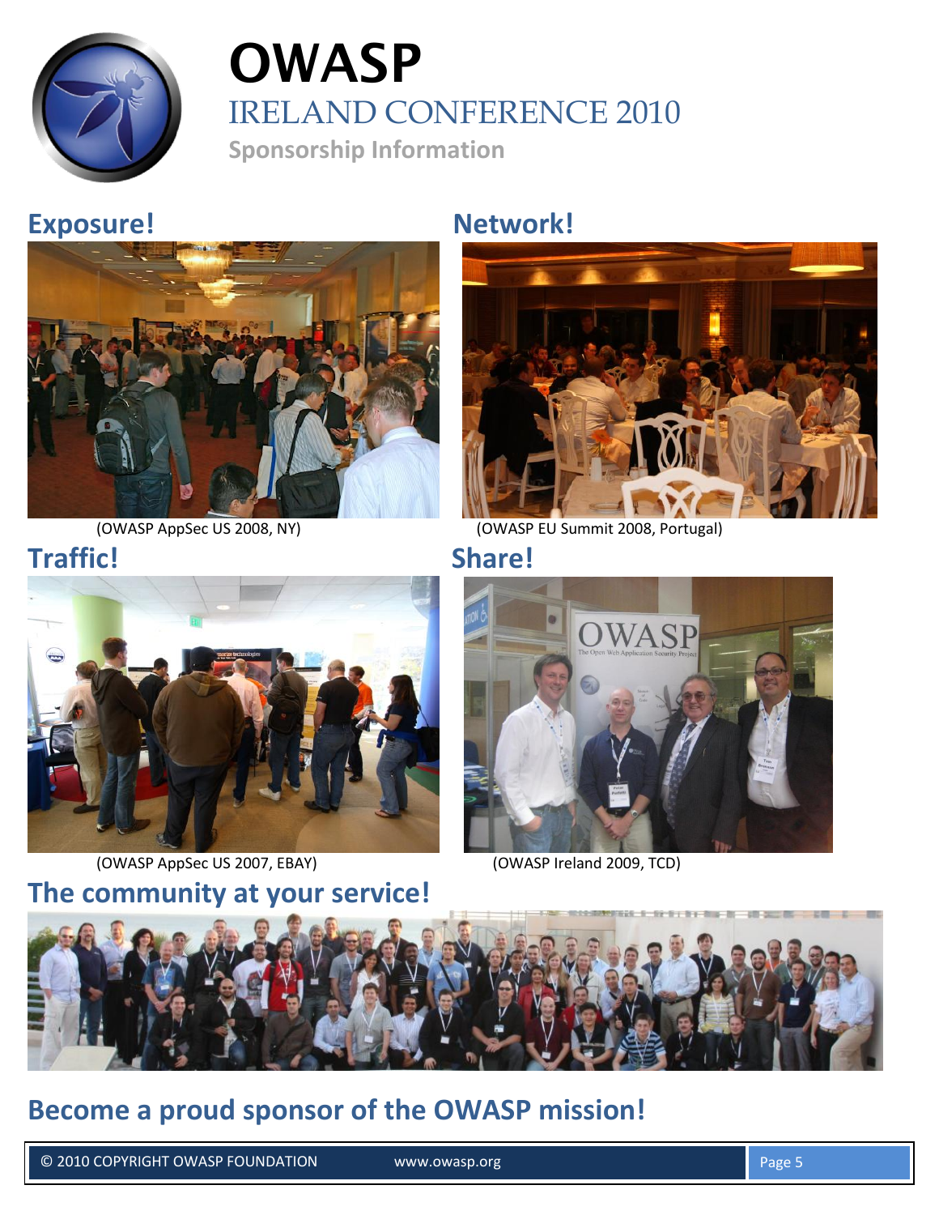# OWASP

## IRELAND CONFERENCE 2010

**Sponsorship Information**

## Exposure!

(OWASP AppSec US 2008, NY)

## Network!

(OWASP EU Summit 2008, Portugal)

## Traffic!

(OWASP AppSec US 2007, EBAY)

## Share!

(OWASP Ireland 2009, TCD)

## The community at your service!

## Become a proud sponsor of the OWASP mission!

© 2010 COPYRIGHT OWASP FOUNDATION www.owasp.org